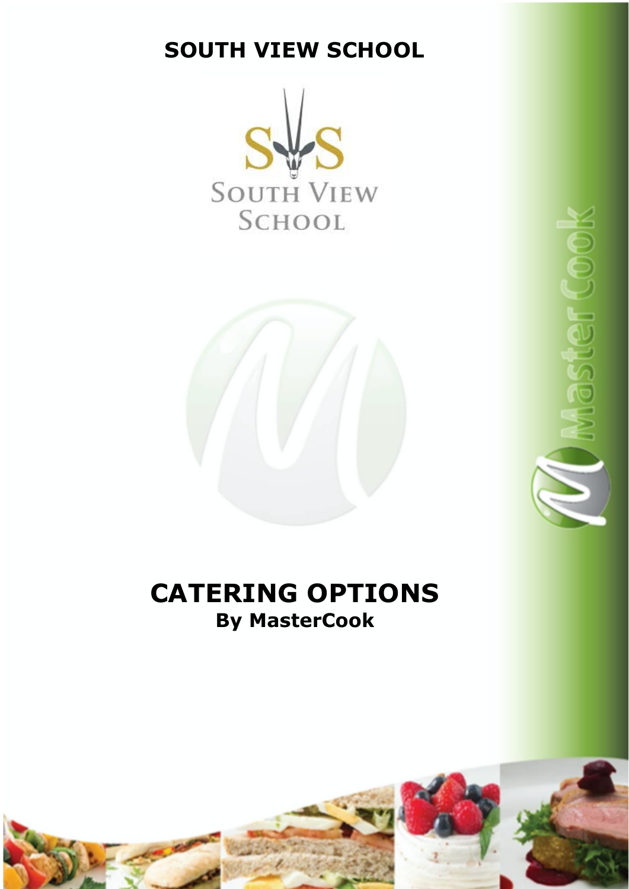# SOUTH VIEW SCHOOL

# CATERING OPTIONS

**By MasterCook**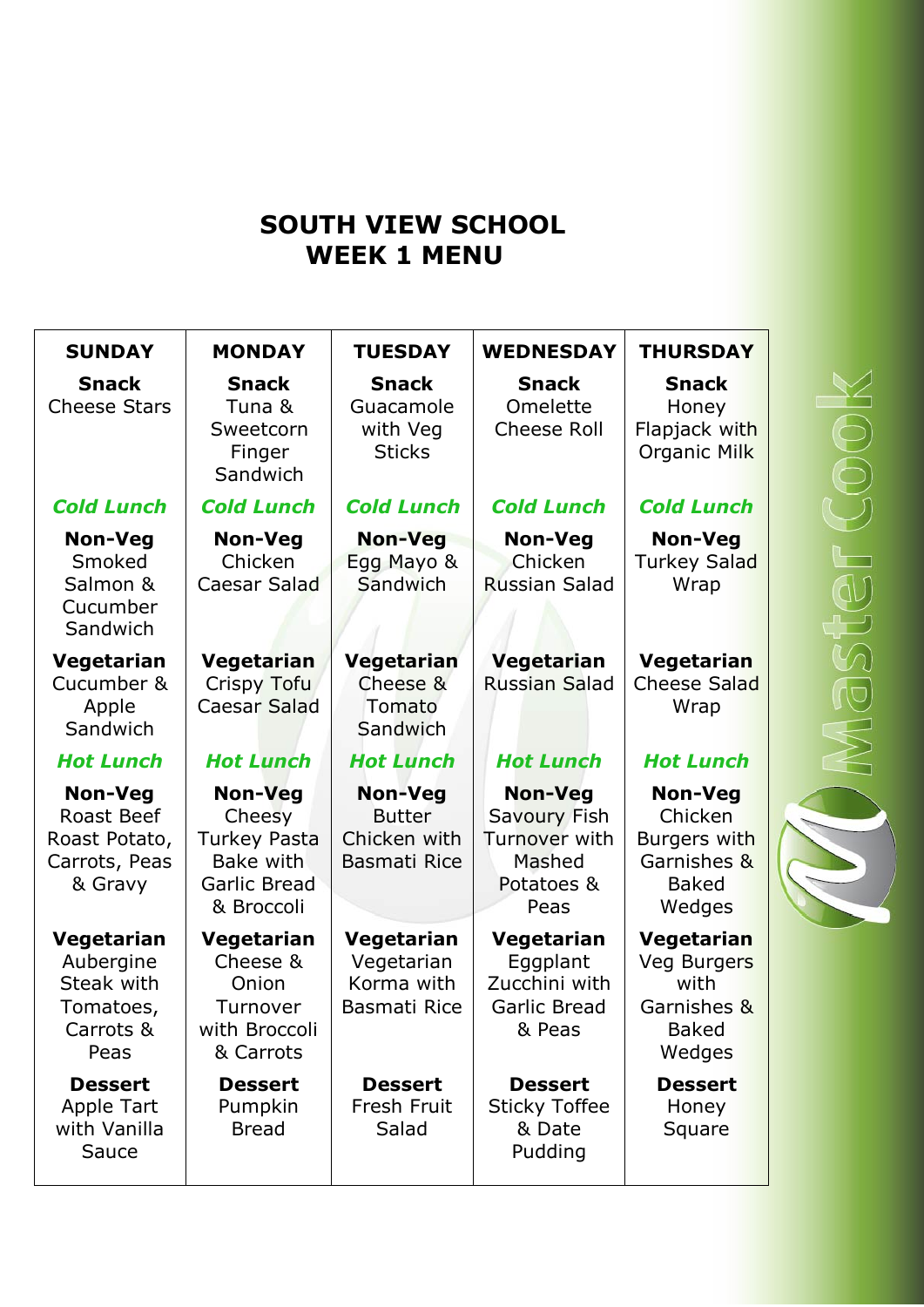# SOUTH VIEW SCHOOL
# WEEK 1 MENU

| SUNDAY | MONDAY | TUESDAY | WEDNESDAY | THURSDAY |
|---|---|---|---|---|
| **Snack** Cheese Stars | **Snack** Tuna & Sweetcorn Finger Sandwich | **Snack** Guacamole with Veg Sticks | **Snack** Omelette Cheese Roll | **Snack** Honey Flapjack with Organic Milk |
| ***Cold Lunch*** | ***Cold Lunch*** | ***Cold Lunch*** | ***Cold Lunch*** | ***Cold Lunch*** |
| **Non-Veg** Smoked Salmon & Cucumber Sandwich | **Non-Veg** Chicken Caesar Salad | **Non-Veg** Egg Mayo & Sandwich | **Non-Veg** Chicken Russian Salad | **Non-Veg** Turkey Salad Wrap |
| **Vegetarian** Cucumber & Apple Sandwich | **Vegetarian** Crispy Tofu Caesar Salad | **Vegetarian** Cheese & Tomato Sandwich | **Vegetarian** Russian Salad | **Vegetarian** Cheese Salad Wrap |
| ***Hot Lunch*** | ***Hot Lunch*** | ***Hot Lunch*** | ***Hot Lunch*** | ***Hot Lunch*** |
| **Non-Veg** Roast Beef Roast Potato, Carrots, Peas & Gravy | **Non-Veg** Cheesy Turkey Pasta Bake with Garlic Bread & Broccoli | **Non-Veg** Butter Chicken with Basmati Rice | **Non-Veg** Savoury Fish Turnover with Mashed Potatoes & Peas | **Non-Veg** Chicken Burgers with Garnishes & Baked Wedges |
| **Vegetarian** Aubergine Steak with Tomatoes, Carrots & Peas | **Vegetarian** Cheese & Onion Turnover with Broccoli & Carrots | **Vegetarian** Vegetarian Korma with Basmati Rice | **Vegetarian** Eggplant Zucchini with Garlic Bread & Peas | **Vegetarian** Veg Burgers with Garnishes & Baked Wedges |
| **Dessert** Apple Tart with Vanilla Sauce | **Dessert** Pumpkin Bread | **Dessert** Fresh Fruit Salad | **Dessert** Sticky Toffee & Date Pudding | **Dessert** Honey Square |

Master Cook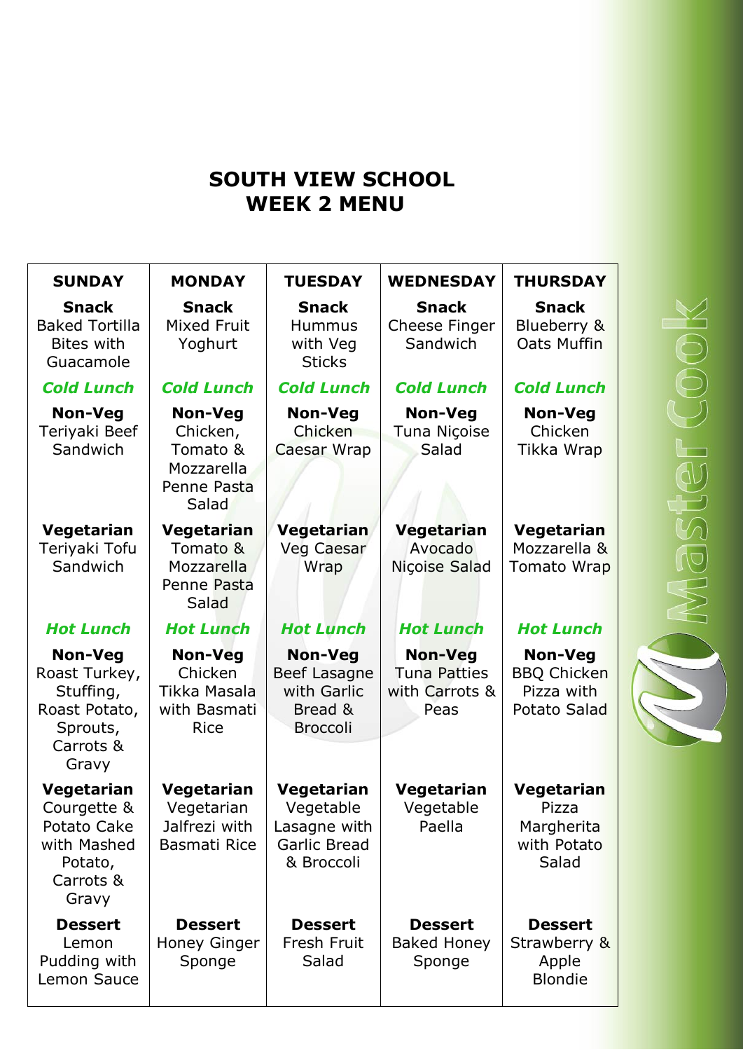# SOUTH VIEW SCHOOL
# WEEK 2 MENU

| SUNDAY | MONDAY | TUESDAY | WEDNESDAY | THURSDAY |
|---|---|---|---|---|
| **Snack** Baked Tortilla Bites with Guacamole | **Snack** Mixed Fruit Yoghurt | **Snack** Hummus with Veg Sticks | **Snack** Cheese Finger Sandwich | **Snack** Blueberry & Oats Muffin |
| ***Cold Lunch*** | ***Cold Lunch*** | ***Cold Lunch*** | ***Cold Lunch*** | ***Cold Lunch*** |
| **Non-Veg** Teriyaki Beef Sandwich | **Non-Veg** Chicken, Tomato & Mozzarella Penne Pasta Salad | **Non-Veg** Chicken Caesar Wrap | **Non-Veg** Tuna Niçoise Salad | **Non-Veg** Chicken Tikka Wrap |
| **Vegetarian** Teriyaki Tofu Sandwich | **Vegetarian** Tomato & Mozzarella Penne Pasta Salad | **Vegetarian** Veg Caesar Wrap | **Vegetarian** Avocado Niçoise Salad | **Vegetarian** Mozzarella & Tomato Wrap |
| ***Hot Lunch*** | ***Hot Lunch*** | ***Hot Lunch*** | ***Hot Lunch*** | ***Hot Lunch*** |
| **Non-Veg** Roast Turkey, Stuffing, Roast Potato, Sprouts, Carrots & Gravy | **Non-Veg** Chicken Tikka Masala with Basmati Rice | **Non-Veg** Beef Lasagne with Garlic Bread & Broccoli | **Non-Veg** Tuna Patties with Carrots & Peas | **Non-Veg** BBQ Chicken Pizza with Potato Salad |
| **Vegetarian** Courgette & Potato Cake with Mashed Potato, Carrots & Gravy | **Vegetarian** Vegetarian Jalfrezi with Basmati Rice | **Vegetarian** Vegetable Lasagne with Garlic Bread & Broccoli | **Vegetarian** Vegetable Paella | **Vegetarian** Pizza Margherita with Potato Salad |
| **Dessert** Lemon Pudding with Lemon Sauce | **Dessert** Honey Ginger Sponge | **Dessert** Fresh Fruit Salad | **Dessert** Baked Honey Sponge | **Dessert** Strawberry & Apple Blondie |

Master Cook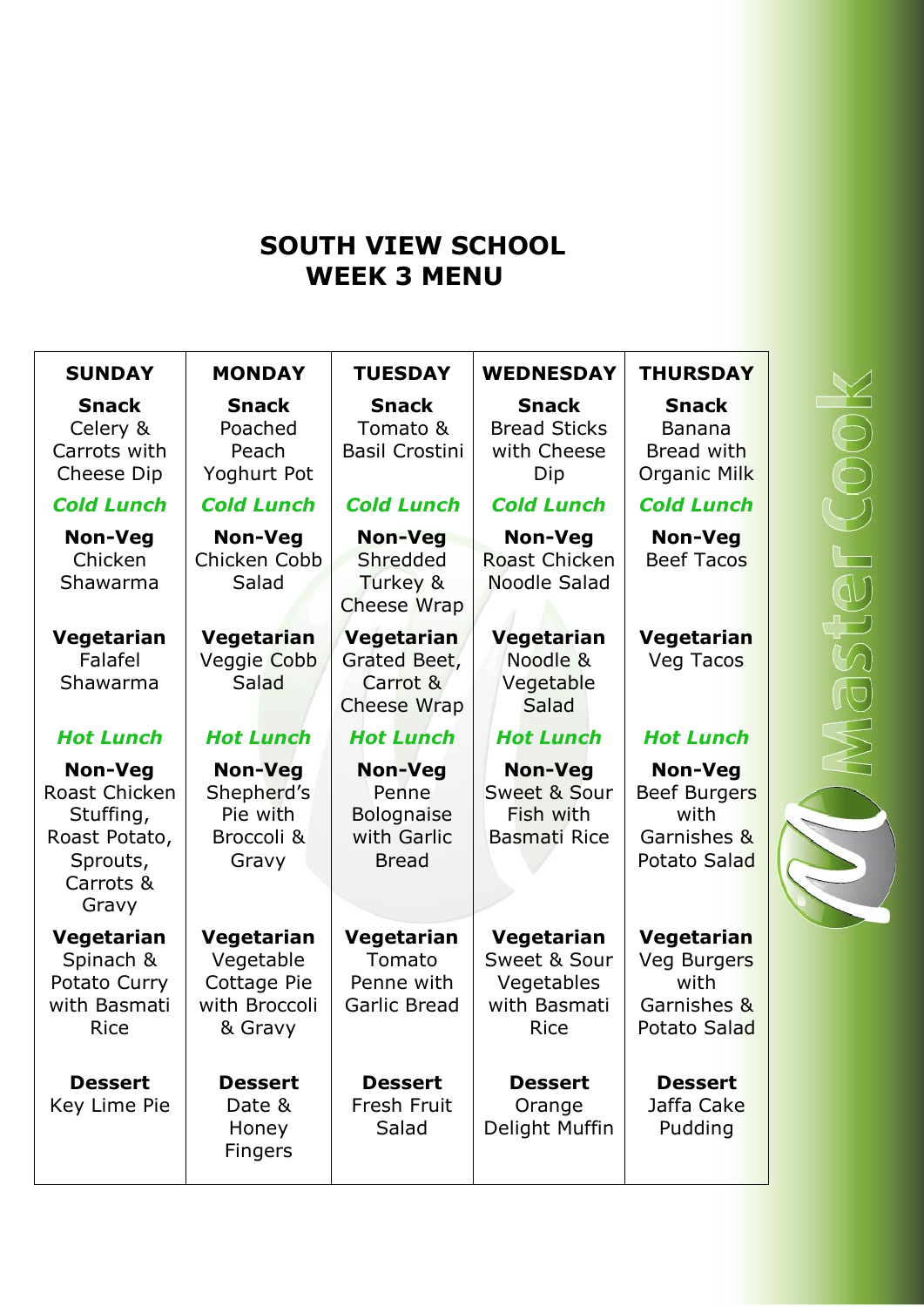# SOUTH VIEW SCHOOL WEEK 3 MENU

| SUNDAY | MONDAY | TUESDAY | WEDNESDAY | THURSDAY |
|---|---|---|---|---|
| **Snack** Celery & Carrots with Cheese Dip | **Snack** Poached Peach Yoghurt Pot | **Snack** Tomato & Basil Crostini | **Snack** Bread Sticks with Cheese Dip | **Snack** Banana Bread with Organic Milk |
| ***Cold Lunch*** | ***Cold Lunch*** | ***Cold Lunch*** | ***Cold Lunch*** | ***Cold Lunch*** |
| **Non-Veg** Chicken Shawarma | **Non-Veg** Chicken Cobb Salad | **Non-Veg** Shredded Turkey & Cheese Wrap | **Non-Veg** Roast Chicken Noodle Salad | **Non-Veg** Beef Tacos |
| **Vegetarian** Falafel Shawarma | **Vegetarian** Veggie Cobb Salad | **Vegetarian** Grated Beet, Carrot & Cheese Wrap | **Vegetarian** Noodle & Vegetable Salad | **Vegetarian** Veg Tacos |
| ***Hot Lunch*** | ***Hot Lunch*** | ***Hot Lunch*** | ***Hot Lunch*** | ***Hot Lunch*** |
| **Non-Veg** Roast Chicken Stuffing, Roast Potato, Sprouts, Carrots & Gravy | **Non-Veg** Shepherd's Pie with Broccoli & Gravy | **Non-Veg** Penne Bolognaise with Garlic Bread | **Non-Veg** Sweet & Sour Fish with Basmati Rice | **Non-Veg** Beef Burgers with Garnishes & Potato Salad |
| **Vegetarian** Spinach & Potato Curry with Basmati Rice | **Vegetarian** Vegetable Cottage Pie with Broccoli & Gravy | **Vegetarian** Tomato Penne with Garlic Bread | **Vegetarian** Sweet & Sour Vegetables with Basmati Rice | **Vegetarian** Veg Burgers with Garnishes & Potato Salad |
| **Dessert** Key Lime Pie | **Dessert** Date & Honey Fingers | **Dessert** Fresh Fruit Salad | **Dessert** Orange Delight Muffin | **Dessert** Jaffa Cake Pudding |

Master Cook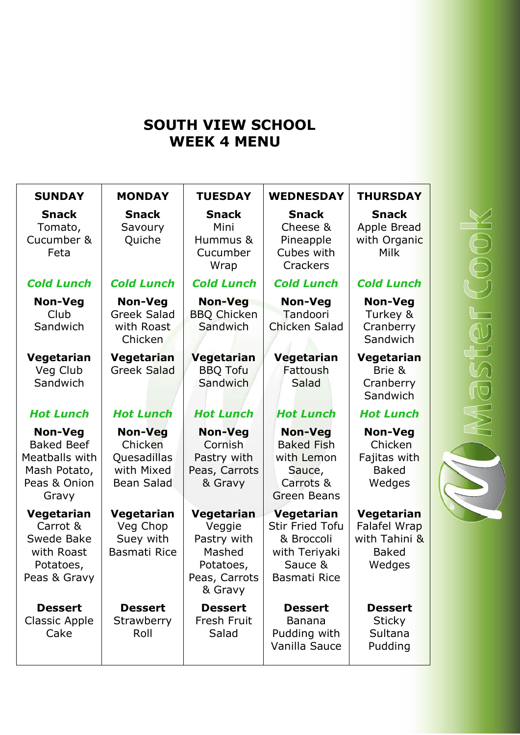# SOUTH VIEW SCHOOL
# WEEK 4 MENU

| SUNDAY | MONDAY | TUESDAY | WEDNESDAY | THURSDAY |
|---|---|---|---|---|
| **Snack** Tomato, Cucumber & Feta | **Snack** Savoury Quiche | **Snack** Mini Hummus & Cucumber Wrap | **Snack** Cheese & Pineapple Cubes with Crackers | **Snack** Apple Bread with Organic Milk |
| ***Cold Lunch*** | ***Cold Lunch*** | ***Cold Lunch*** | ***Cold Lunch*** | ***Cold Lunch*** |
| **Non-Veg** Club Sandwich | **Non-Veg** Greek Salad with Roast Chicken | **Non-Veg** BBQ Chicken Sandwich | **Non-Veg** Tandoori Chicken Salad | **Non-Veg** Turkey & Cranberry Sandwich |
| **Vegetarian** Veg Club Sandwich | **Vegetarian** Greek Salad | **Vegetarian** BBQ Tofu Sandwich | **Vegetarian** Fattoush Salad | **Vegetarian** Brie & Cranberry Sandwich |
| ***Hot Lunch*** | ***Hot Lunch*** | ***Hot Lunch*** | ***Hot Lunch*** | ***Hot Lunch*** |
| **Non-Veg** Baked Beef Meatballs with Mash Potato, Peas & Onion Gravy | **Non-Veg** Chicken Quesadillas with Mixed Bean Salad | **Non-Veg** Cornish Pastry with Peas, Carrots & Gravy | **Non-Veg** Baked Fish with Lemon Sauce, Carrots & Green Beans | **Non-Veg** Chicken Fajitas with Baked Wedges |
| **Vegetarian** Carrot & Swede Bake with Roast Potatoes, Peas & Gravy | **Vegetarian** Veg Chop Suey with Basmati Rice | **Vegetarian** Veggie Pastry with Mashed Potatoes, Peas, Carrots & Gravy | **Vegetarian** Stir Fried Tofu & Broccoli with Teriyaki Sauce & Basmati Rice | **Vegetarian** Falafel Wrap with Tahini & Baked Wedges |
| **Dessert** Classic Apple Cake | **Dessert** Strawberry Roll | **Dessert** Fresh Fruit Salad | **Dessert** Banana Pudding with Vanilla Sauce | **Dessert** Sticky Sultana Pudding |

Master Cook